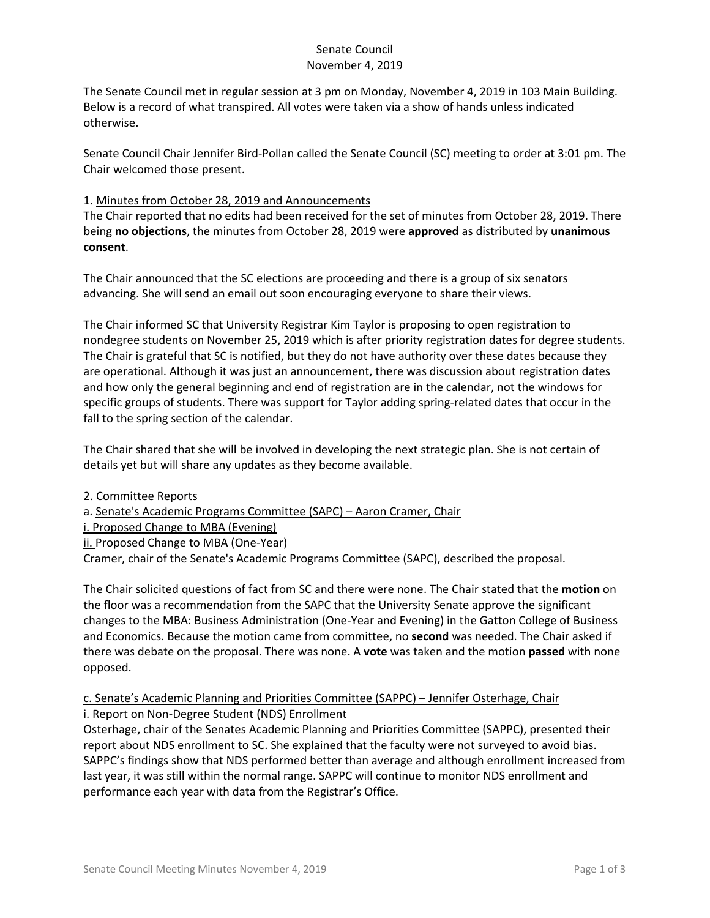Senate Council
November 4, 2019

The Senate Council met in regular session at 3 pm on Monday, November 4, 2019 in 103 Main Building. Below is a record of what transpired. All votes were taken via a show of hands unless indicated otherwise.

Senate Council Chair Jennifer Bird-Pollan called the Senate Council (SC) meeting to order at 3:01 pm. The Chair welcomed those present.

1. Minutes from October 28, 2019 and Announcements

The Chair reported that no edits had been received for the set of minutes from October 28, 2019. There being **no objections**, the minutes from October 28, 2019 were **approved** as distributed by **unanimous consent**.

The Chair announced that the SC elections are proceeding and there is a group of six senators advancing. She will send an email out soon encouraging everyone to share their views.

The Chair informed SC that University Registrar Kim Taylor is proposing to open registration to nondegree students on November 25, 2019 which is after priority registration dates for degree students. The Chair is grateful that SC is notified, but they do not have authority over these dates because they are operational. Although it was just an announcement, there was discussion about registration dates and how only the general beginning and end of registration are in the calendar, not the windows for specific groups of students. There was support for Taylor adding spring-related dates that occur in the fall to the spring section of the calendar.

The Chair shared that she will be involved in developing the next strategic plan. She is not certain of details yet but will share any updates as they become available.

2. Committee Reports

a. Senate's Academic Programs Committee (SAPC) – Aaron Cramer, Chair

i. Proposed Change to MBA (Evening)

ii. Proposed Change to MBA (One-Year)

Cramer, chair of the Senate's Academic Programs Committee (SAPC), described the proposal.

The Chair solicited questions of fact from SC and there were none. The Chair stated that the **motion** on the floor was a recommendation from the SAPC that the University Senate approve the significant changes to the MBA: Business Administration (One-Year and Evening) in the Gatton College of Business and Economics. Because the motion came from committee, no **second** was needed. The Chair asked if there was debate on the proposal. There was none. A **vote** was taken and the motion **passed** with none opposed.

c. Senate's Academic Planning and Priorities Committee (SAPPC) – Jennifer Osterhage, Chair

i. Report on Non-Degree Student (NDS) Enrollment

Osterhage, chair of the Senates Academic Planning and Priorities Committee (SAPPC), presented their report about NDS enrollment to SC. She explained that the faculty were not surveyed to avoid bias. SAPPC's findings show that NDS performed better than average and although enrollment increased from last year, it was still within the normal range. SAPPC will continue to monitor NDS enrollment and performance each year with data from the Registrar's Office.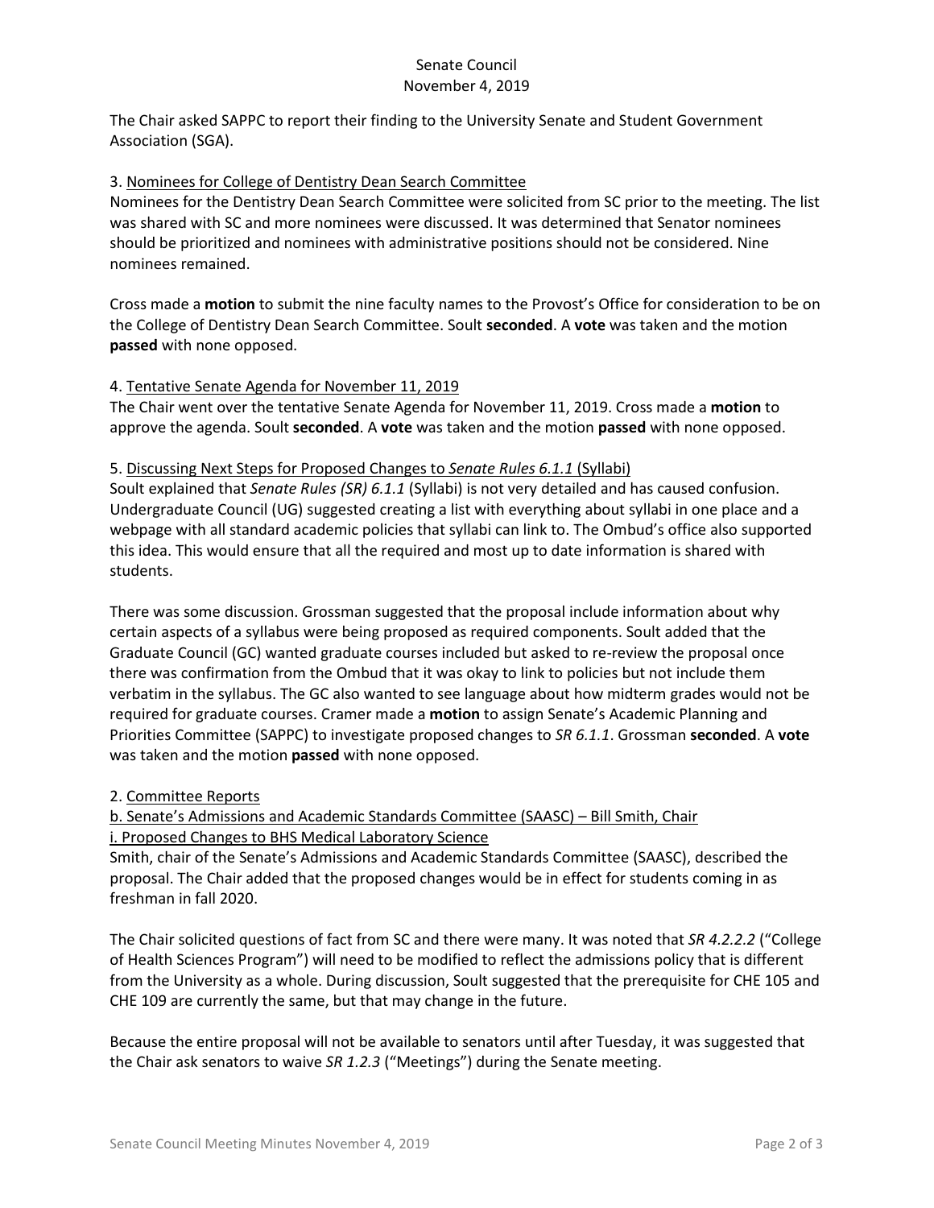The Chair asked SAPPC to report their finding to the University Senate and Student Government Association (SGA).

3. Nominees for College of Dentistry Dean Search Committee

Nominees for the Dentistry Dean Search Committee were solicited from SC prior to the meeting. The list was shared with SC and more nominees were discussed. It was determined that Senator nominees should be prioritized and nominees with administrative positions should not be considered. Nine nominees remained.

Cross made a **motion** to submit the nine faculty names to the Provost's Office for consideration to be on the College of Dentistry Dean Search Committee. Soult **seconded**. A **vote** was taken and the motion **passed** with none opposed.

4. Tentative Senate Agenda for November 11, 2019

The Chair went over the tentative Senate Agenda for November 11, 2019. Cross made a **motion** to approve the agenda. Soult **seconded**. A **vote** was taken and the motion **passed** with none opposed.

5. Discussing Next Steps for Proposed Changes to *Senate Rules 6.1.1* (Syllabi)

Soult explained that *Senate Rules (SR) 6.1.1* (Syllabi) is not very detailed and has caused confusion. Undergraduate Council (UG) suggested creating a list with everything about syllabi in one place and a webpage with all standard academic policies that syllabi can link to. The Ombud's office also supported this idea. This would ensure that all the required and most up to date information is shared with students.

There was some discussion. Grossman suggested that the proposal include information about why certain aspects of a syllabus were being proposed as required components. Soult added that the Graduate Council (GC) wanted graduate courses included but asked to re-review the proposal once there was confirmation from the Ombud that it was okay to link to policies but not include them verbatim in the syllabus. The GC also wanted to see language about how midterm grades would not be required for graduate courses. Cramer made a **motion** to assign Senate's Academic Planning and Priorities Committee (SAPPC) to investigate proposed changes to *SR 6.1.1*. Grossman **seconded**. A **vote** was taken and the motion **passed** with none opposed.

2. Committee Reports

b. Senate's Admissions and Academic Standards Committee (SAASC) – Bill Smith, Chair

i. Proposed Changes to BHS Medical Laboratory Science

Smith, chair of the Senate's Admissions and Academic Standards Committee (SAASC), described the proposal. The Chair added that the proposed changes would be in effect for students coming in as freshman in fall 2020.

The Chair solicited questions of fact from SC and there were many. It was noted that *SR 4.2.2.2* ("College of Health Sciences Program") will need to be modified to reflect the admissions policy that is different from the University as a whole. During discussion, Soult suggested that the prerequisite for CHE 105 and CHE 109 are currently the same, but that may change in the future.

Because the entire proposal will not be available to senators until after Tuesday, it was suggested that the Chair ask senators to waive *SR 1.2.3* ("Meetings") during the Senate meeting.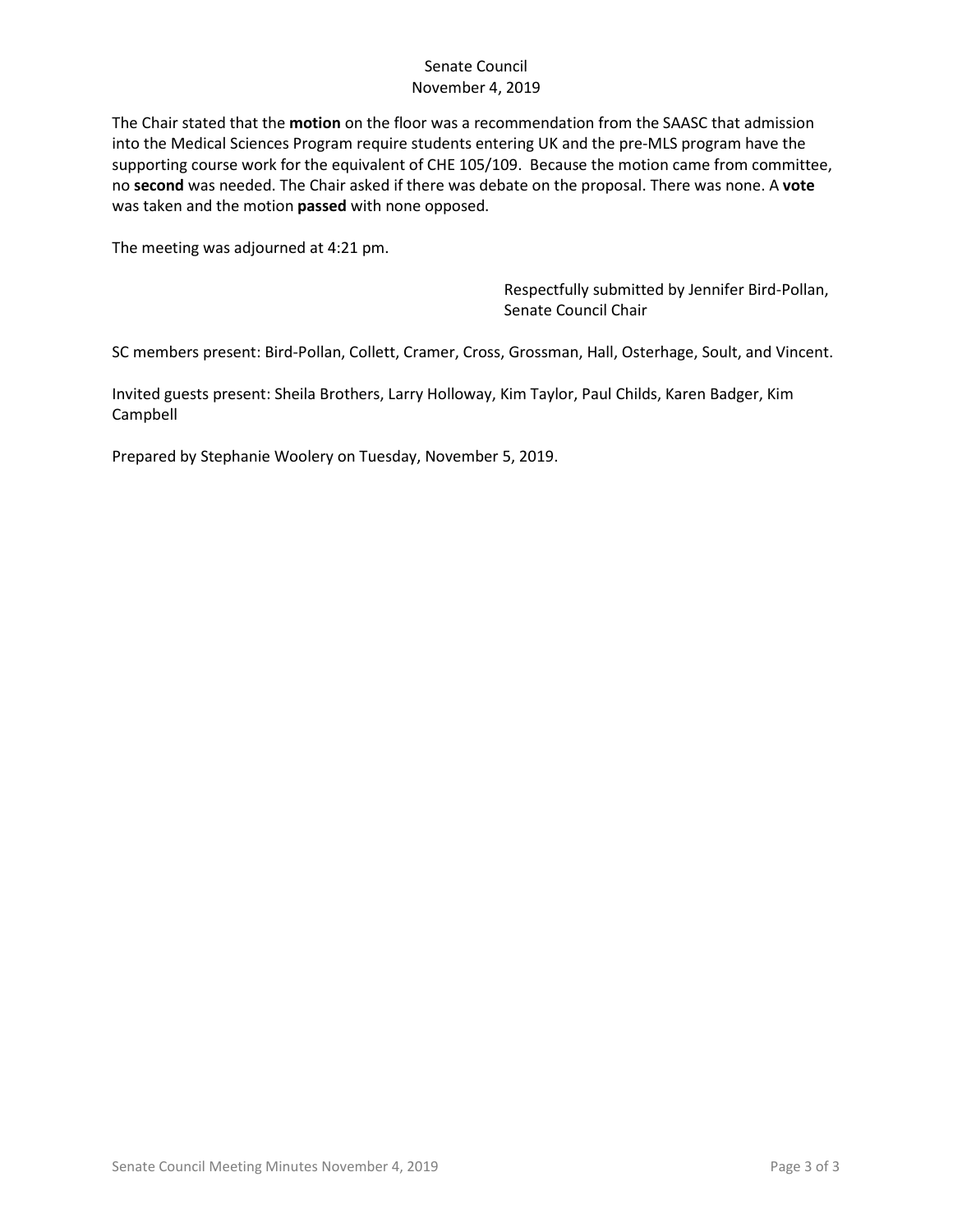The Chair stated that the **motion** on the floor was a recommendation from the SAASC that admission into the Medical Sciences Program require students entering UK and the pre-MLS program have the supporting course work for the equivalent of CHE 105/109. Because the motion came from committee, no **second** was needed. The Chair asked if there was debate on the proposal. There was none. A **vote** was taken and the motion **passed** with none opposed.

The meeting was adjourned at 4:21 pm.

Respectfully submitted by Jennifer Bird-Pollan,
Senate Council Chair

SC members present: Bird-Pollan, Collett, Cramer, Cross, Grossman, Hall, Osterhage, Soult, and Vincent.

Invited guests present: Sheila Brothers, Larry Holloway, Kim Taylor, Paul Childs, Karen Badger, Kim Campbell

Prepared by Stephanie Woolery on Tuesday, November 5, 2019.